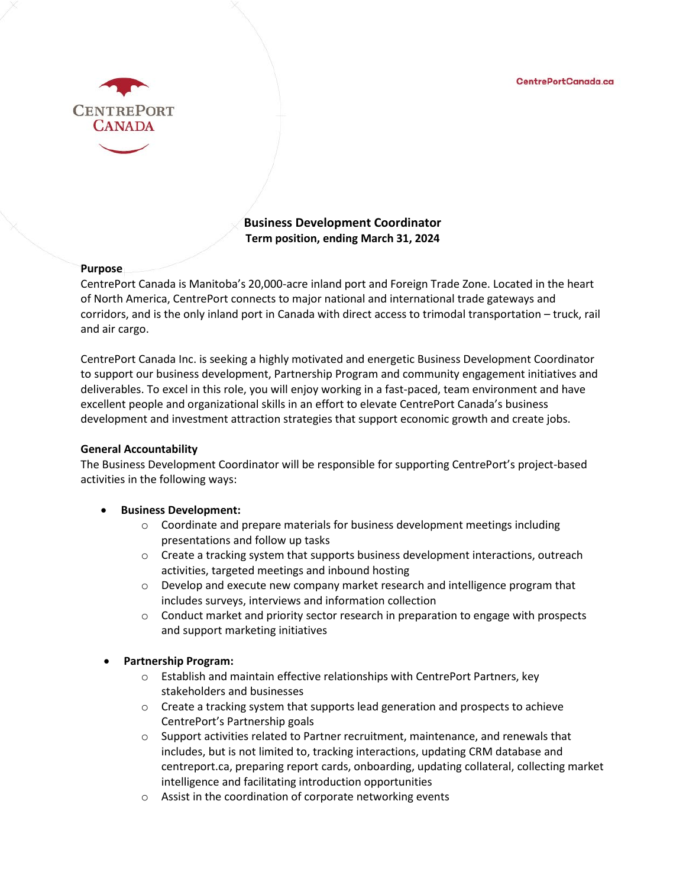CENTREPORT CANADA

CentrePortCanada.ca

# Business Development Coordinator

**Term position, ending March 31, 2024**

**Purpose**

CentrePort Canada is Manitoba's 20,000-acre inland port and Foreign Trade Zone. Located in the heart of North America, CentrePort connects to major national and international trade gateways and corridors, and is the only inland port in Canada with direct access to trimodal transportation – truck, rail and air cargo.

CentrePort Canada Inc. is seeking a highly motivated and energetic Business Development Coordinator to support our business development, Partnership Program and community engagement initiatives and deliverables. To excel in this role, you will enjoy working in a fast-paced, team environment and have excellent people and organizational skills in an effort to elevate CentrePort Canada's business development and investment attraction strategies that support economic growth and create jobs.

**General Accountability**

The Business Development Coordinator will be responsible for supporting CentrePort's project-based activities in the following ways:

- **Business Development:**
  - Coordinate and prepare materials for business development meetings including presentations and follow up tasks
  - Create a tracking system that supports business development interactions, outreach activities, targeted meetings and inbound hosting
  - Develop and execute new company market research and intelligence program that includes surveys, interviews and information collection
  - Conduct market and priority sector research in preparation to engage with prospects and support marketing initiatives

- **Partnership Program:**
  - Establish and maintain effective relationships with CentrePort Partners, key stakeholders and businesses
  - Create a tracking system that supports lead generation and prospects to achieve CentrePort's Partnership goals
  - Support activities related to Partner recruitment, maintenance, and renewals that includes, but is not limited to, tracking interactions, updating CRM database and centreport.ca, preparing report cards, onboarding, updating collateral, collecting market intelligence and facilitating introduction opportunities
  - Assist in the coordination of corporate networking events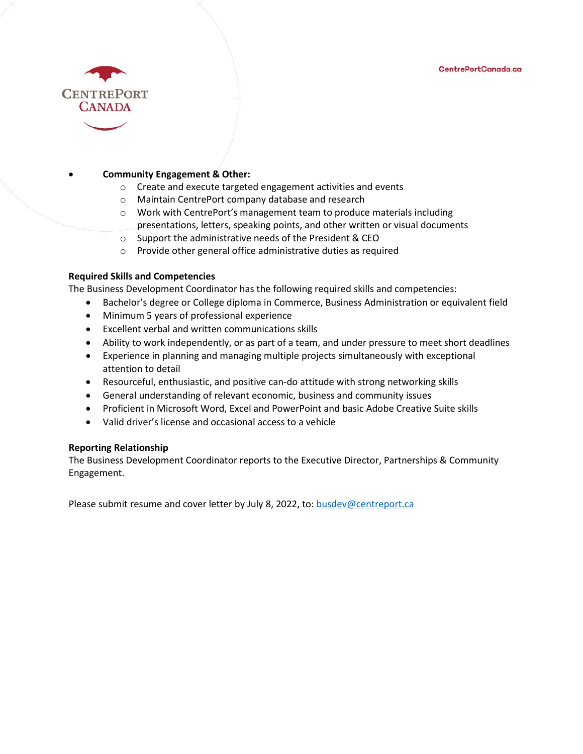- **Community Engagement & Other:**
    - Create and execute targeted engagement activities and events
    - Maintain CentrePort company database and research
    - Work with CentrePort's management team to produce materials including presentations, letters, speaking points, and other written or visual documents
    - Support the administrative needs of the President & CEO
    - Provide other general office administrative duties as required

**Required Skills and Competencies**

The Business Development Coordinator has the following required skills and competencies:

- Bachelor's degree or College diploma in Commerce, Business Administration or equivalent field
- Minimum 5 years of professional experience
- Excellent verbal and written communications skills
- Ability to work independently, or as part of a team, and under pressure to meet short deadlines
- Experience in planning and managing multiple projects simultaneously with exceptional attention to detail
- Resourceful, enthusiastic, and positive can-do attitude with strong networking skills
- General understanding of relevant economic, business and community issues
- Proficient in Microsoft Word, Excel and PowerPoint and basic Adobe Creative Suite skills
- Valid driver's license and occasional access to a vehicle

**Reporting Relationship**

The Business Development Coordinator reports to the Executive Director, Partnerships & Community Engagement.

Please submit resume and cover letter by July 8, 2022, to: busdev@centreport.ca